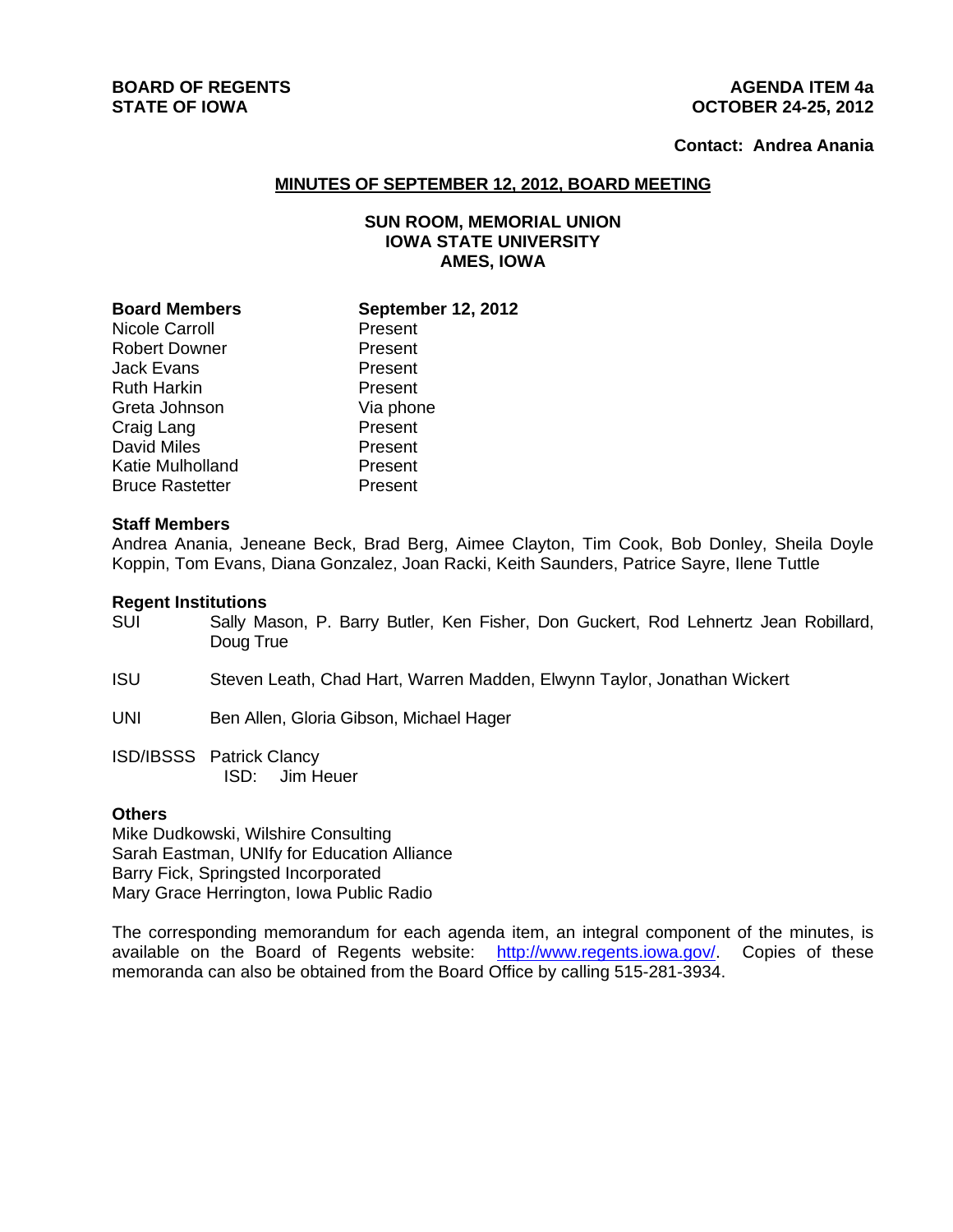**BOARD OF REGENTS**
**STATE OF IOWA**

**AGENDA ITEM 4a**
**OCTOBER 24-25, 2012**

**Contact: Andrea Anania**

## MINUTES OF SEPTEMBER 12, 2012, BOARD MEETING

### SUN ROOM, MEMORIAL UNION
### IOWA STATE UNIVERSITY
### AMES, IOWA

| **Board Members** | **September 12, 2012** |
|---|---|
| Nicole Carroll | Present |
| Robert Downer | Present |
| Jack Evans | Present |
| Ruth Harkin | Present |
| Greta Johnson | Via phone |
| Craig Lang | Present |
| David Miles | Present |
| Katie Mulholland | Present |
| Bruce Rastetter | Present |

**Staff Members**

Andrea Anania, Jeneane Beck, Brad Berg, Aimee Clayton, Tim Cook, Bob Donley, Sheila Doyle Koppin, Tom Evans, Diana Gonzalez, Joan Racki, Keith Saunders, Patrice Sayre, Ilene Tuttle

**Regent Institutions**

SUI Sally Mason, P. Barry Butler, Ken Fisher, Don Guckert, Rod Lehnertz Jean Robillard, Doug True

ISU Steven Leath, Chad Hart, Warren Madden, Elwynn Taylor, Jonathan Wickert

UNI Ben Allen, Gloria Gibson, Michael Hager

ISD/IBSSS Patrick Clancy
ISD: Jim Heuer

**Others**

Mike Dudkowski, Wilshire Consulting
Sarah Eastman, UNIfy for Education Alliance
Barry Fick, Springsted Incorporated
Mary Grace Herrington, Iowa Public Radio

The corresponding memorandum for each agenda item, an integral component of the minutes, is available on the Board of Regents website: http://www.regents.iowa.gov/. Copies of these memoranda can also be obtained from the Board Office by calling 515-281-3934.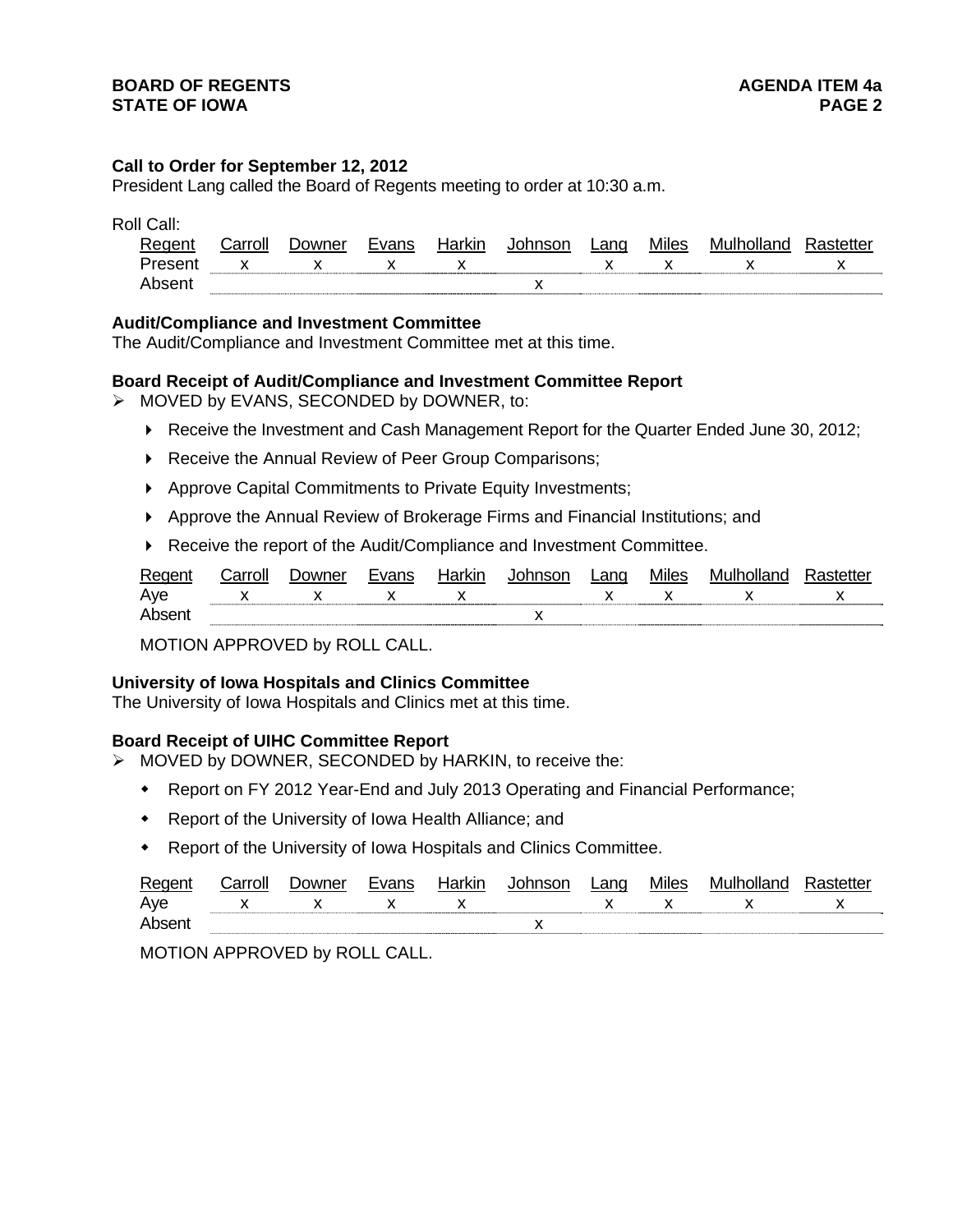**Call to Order for September 12, 2012**

President Lang called the Board of Regents meeting to order at 10:30 a.m.

Roll Call:

| Regent | Carroll | Downer | Evans | Harkin | Johnson | Lang | Miles | Mulholland | Rastetter |
|---|---|---|---|---|---|---|---|---|---|
| Present | x | x | x | x | | x | x | x | x |
| Absent | | | | | x | | | | |

**Audit/Compliance and Investment Committee**

The Audit/Compliance and Investment Committee met at this time.

**Board Receipt of Audit/Compliance and Investment Committee Report**

- MOVED by EVANS, SECONDED by DOWNER, to:
  - Receive the Investment and Cash Management Report for the Quarter Ended June 30, 2012;
  - Receive the Annual Review of Peer Group Comparisons;
  - Approve Capital Commitments to Private Equity Investments;
  - Approve the Annual Review of Brokerage Firms and Financial Institutions; and
  - Receive the report of the Audit/Compliance and Investment Committee.

| Regent | Carroll | Downer | Evans | Harkin | Johnson | Lang | Miles | Mulholland | Rastetter |
|---|---|---|---|---|---|---|---|---|---|
| Aye | x | x | x | x | | x | x | x | x |
| Absent | | | | | x | | | | |

MOTION APPROVED by ROLL CALL.

**University of Iowa Hospitals and Clinics Committee**

The University of Iowa Hospitals and Clinics met at this time.

**Board Receipt of UIHC Committee Report**

- MOVED by DOWNER, SECONDED by HARKIN, to receive the:
  - Report on FY 2012 Year-End and July 2013 Operating and Financial Performance;
  - Report of the University of Iowa Health Alliance; and
  - Report of the University of Iowa Hospitals and Clinics Committee.

| Regent | Carroll | Downer | Evans | Harkin | Johnson | Lang | Miles | Mulholland | Rastetter |
|---|---|---|---|---|---|---|---|---|---|
| Aye | x | x | x | x | | x | x | x | x |
| Absent | | | | | x | | | | |

MOTION APPROVED by ROLL CALL.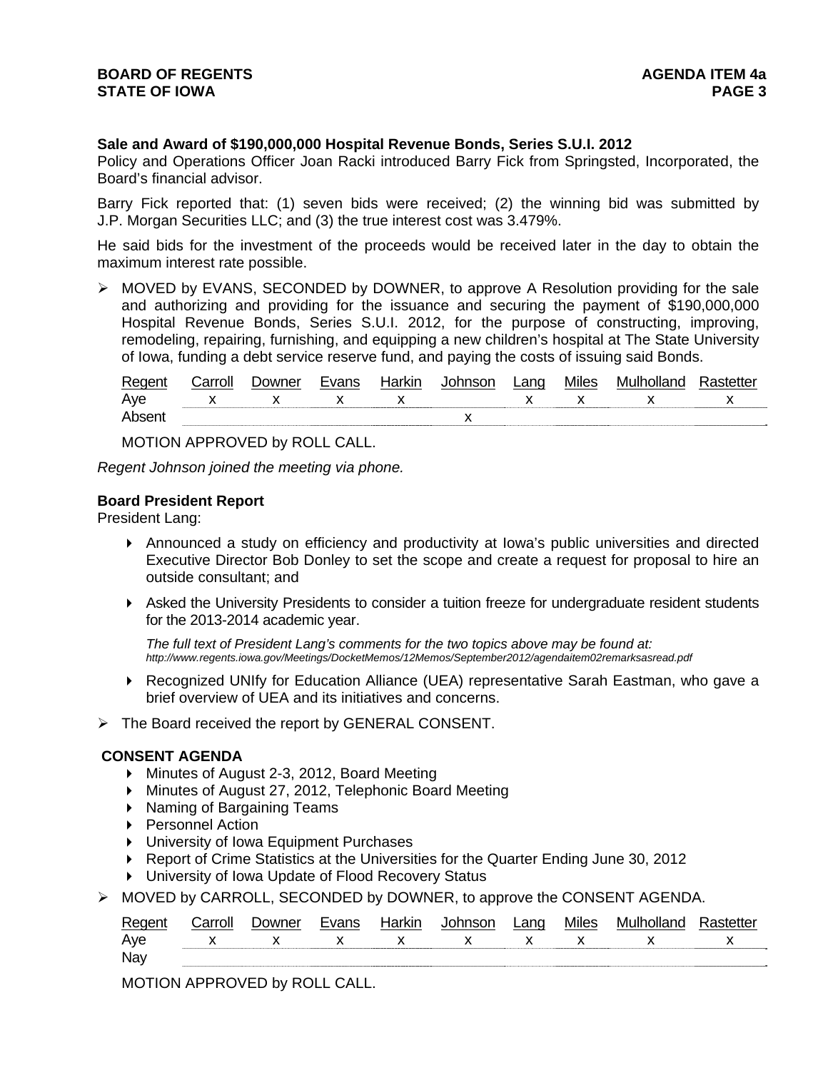**Sale and Award of $190,000,000 Hospital Revenue Bonds, Series S.U.I. 2012**

Policy and Operations Officer Joan Racki introduced Barry Fick from Springsted, Incorporated, the Board's financial advisor.

Barry Fick reported that: (1) seven bids were received; (2) the winning bid was submitted by J.P. Morgan Securities LLC; and (3) the true interest cost was 3.479%.

He said bids for the investment of the proceeds would be received later in the day to obtain the maximum interest rate possible.

➢ MOVED by EVANS, SECONDED by DOWNER, to approve A Resolution providing for the sale and authorizing and providing for the issuance and securing the payment of $190,000,000 Hospital Revenue Bonds, Series S.U.I. 2012, for the purpose of constructing, improving, remodeling, repairing, furnishing, and equipping a new children's hospital at The State University of Iowa, funding a debt service reserve fund, and paying the costs of issuing said Bonds.

| Regent | Carroll | Downer | Evans | Harkin | Johnson | Lang | Miles | Mulholland | Rastetter |
|---|---|---|---|---|---|---|---|---|---|
| Aye | x | x | x | x | | x | x | x | x |
| Absent | | | | | x | | | | |

MOTION APPROVED by ROLL CALL.

*Regent Johnson joined the meeting via phone.*

**Board President Report**

President Lang:

- Announced a study on efficiency and productivity at Iowa's public universities and directed Executive Director Bob Donley to set the scope and create a request for proposal to hire an outside consultant; and
- Asked the University Presidents to consider a tuition freeze for undergraduate resident students for the 2013-2014 academic year.

  *The full text of President Lang's comments for the two topics above may be found at: http://www.regents.iowa.gov/Meetings/DocketMemos/12Memos/September2012/agendaitem02remarksasread.pdf*

- Recognized UNIfy for Education Alliance (UEA) representative Sarah Eastman, who gave a brief overview of UEA and its initiatives and concerns.

➢ The Board received the report by GENERAL CONSENT.

**CONSENT AGENDA**

- Minutes of August 2-3, 2012, Board Meeting
- Minutes of August 27, 2012, Telephonic Board Meeting
- Naming of Bargaining Teams
- Personnel Action
- University of Iowa Equipment Purchases
- Report of Crime Statistics at the Universities for the Quarter Ending June 30, 2012
- University of Iowa Update of Flood Recovery Status

➢ MOVED by CARROLL, SECONDED by DOWNER, to approve the CONSENT AGENDA.

| Regent | Carroll | Downer | Evans | Harkin | Johnson | Lang | Miles | Mulholland | Rastetter |
|---|---|---|---|---|---|---|---|---|---|
| Aye | x | x | x | x | x | x | x | x | x |
| Nay | | | | | | | | | |

MOTION APPROVED by ROLL CALL.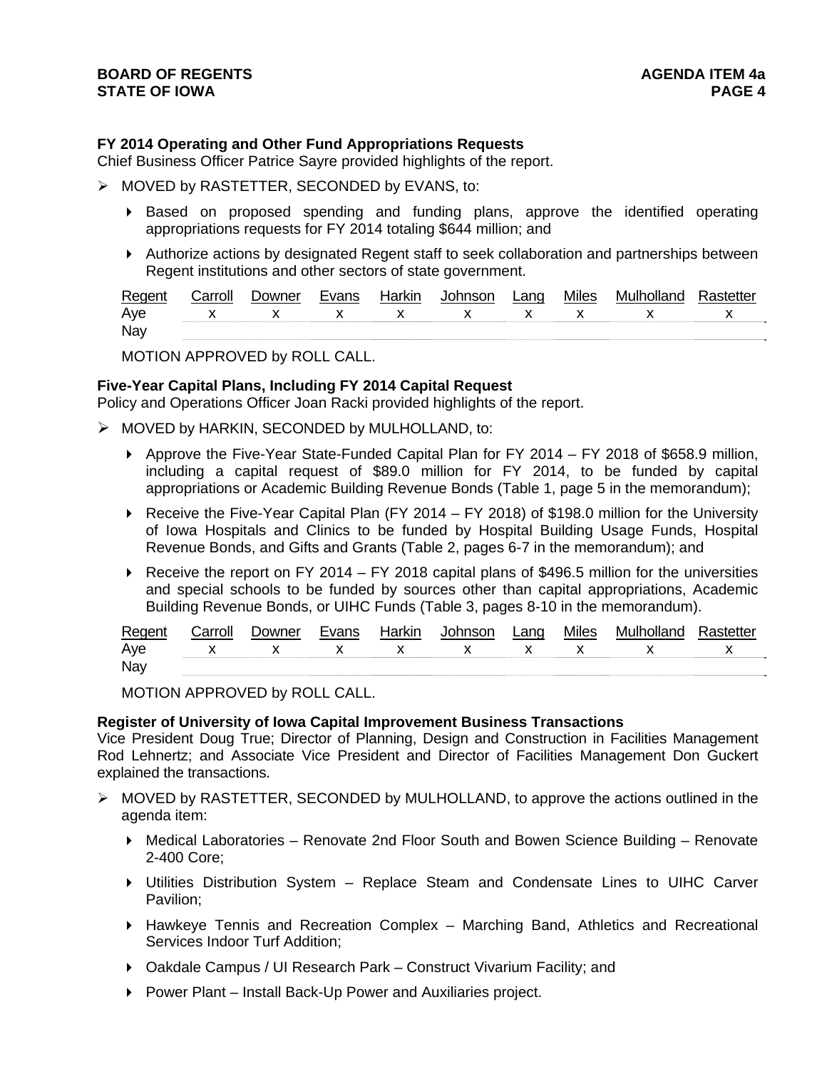**FY 2014 Operating and Other Fund Appropriations Requests**
Chief Business Officer Patrice Sayre provided highlights of the report.

- MOVED by RASTETTER, SECONDED by EVANS, to:
  - Based on proposed spending and funding plans, approve the identified operating appropriations requests for FY 2014 totaling $644 million; and
  - Authorize actions by designated Regent staff to seek collaboration and partnerships between Regent institutions and other sectors of state government.

| Regent | Carroll | Downer | Evans | Harkin | Johnson | Lang | Miles | Mulholland | Rastetter |
|---|---|---|---|---|---|---|---|---|---|
| Aye | x | x | x | x | x | x | x | x | x |
| Nay | | | | | | | | | |

MOTION APPROVED by ROLL CALL.

**Five-Year Capital Plans, Including FY 2014 Capital Request**
Policy and Operations Officer Joan Racki provided highlights of the report.

- MOVED by HARKIN, SECONDED by MULHOLLAND, to:
  - Approve the Five-Year State-Funded Capital Plan for FY 2014 – FY 2018 of $658.9 million, including a capital request of $89.0 million for FY 2014, to be funded by capital appropriations or Academic Building Revenue Bonds (Table 1, page 5 in the memorandum);
  - Receive the Five-Year Capital Plan (FY 2014 – FY 2018) of $198.0 million for the University of Iowa Hospitals and Clinics to be funded by Hospital Building Usage Funds, Hospital Revenue Bonds, and Gifts and Grants (Table 2, pages 6-7 in the memorandum); and
  - Receive the report on FY 2014 – FY 2018 capital plans of $496.5 million for the universities and special schools to be funded by sources other than capital appropriations, Academic Building Revenue Bonds, or UIHC Funds (Table 3, pages 8-10 in the memorandum).

| Regent | Carroll | Downer | Evans | Harkin | Johnson | Lang | Miles | Mulholland | Rastetter |
|---|---|---|---|---|---|---|---|---|---|
| Aye | x | x | x | x | x | x | x | x | x |
| Nay | | | | | | | | | |

MOTION APPROVED by ROLL CALL.

**Register of University of Iowa Capital Improvement Business Transactions**
Vice President Doug True; Director of Planning, Design and Construction in Facilities Management Rod Lehnertz; and Associate Vice President and Director of Facilities Management Don Guckert explained the transactions.

- MOVED by RASTETTER, SECONDED by MULHOLLAND, to approve the actions outlined in the agenda item:
  - Medical Laboratories – Renovate 2nd Floor South and Bowen Science Building – Renovate 2-400 Core;
  - Utilities Distribution System – Replace Steam and Condensate Lines to UIHC Carver Pavilion;
  - Hawkeye Tennis and Recreation Complex – Marching Band, Athletics and Recreational Services Indoor Turf Addition;
  - Oakdale Campus / UI Research Park – Construct Vivarium Facility; and
  - Power Plant – Install Back-Up Power and Auxiliaries project.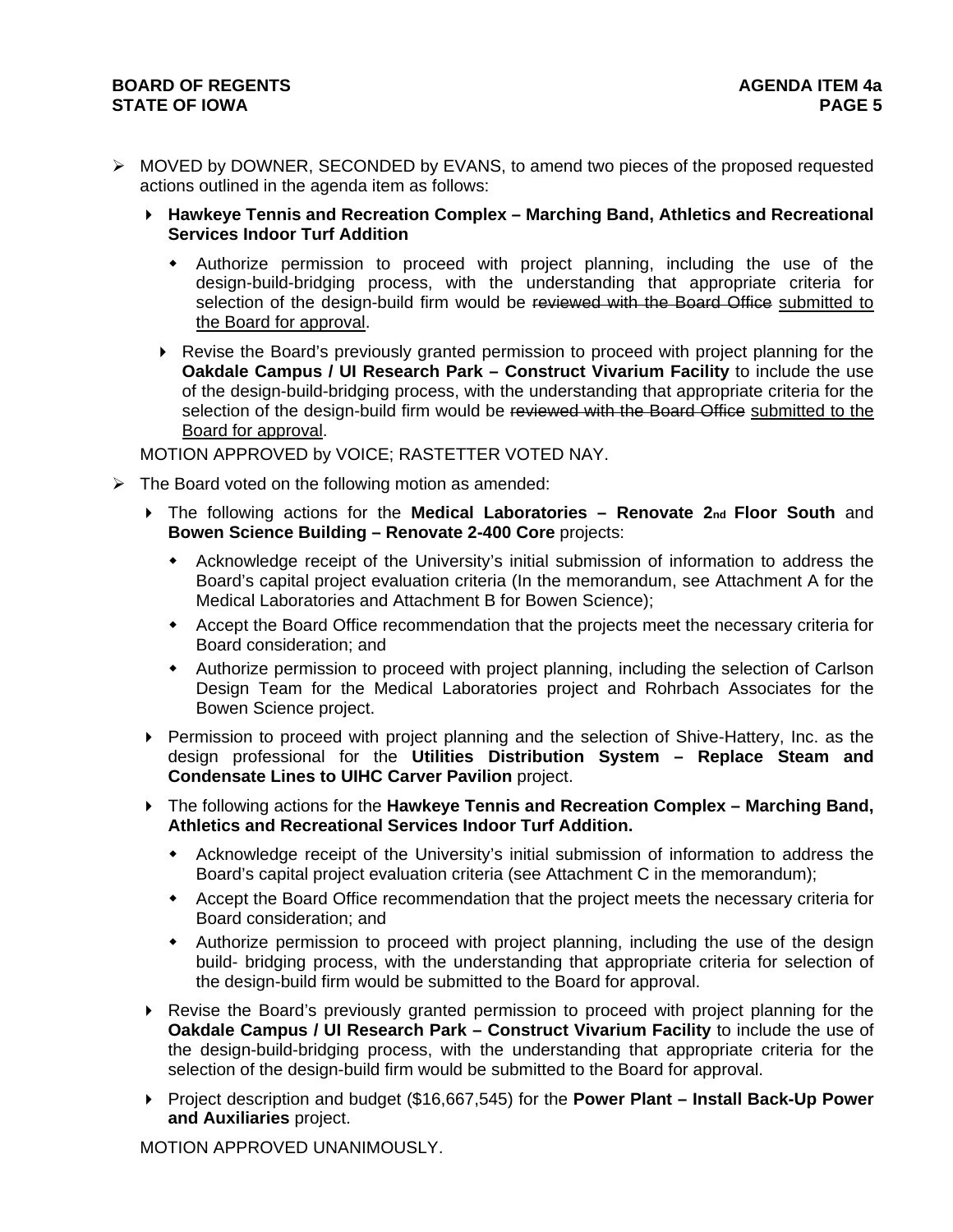- MOVED by DOWNER, SECONDED by EVANS, to amend two pieces of the proposed requested actions outlined in the agenda item as follows:

  - **Hawkeye Tennis and Recreation Complex – Marching Band, Athletics and Recreational Services Indoor Turf Addition**

    - Authorize permission to proceed with project planning, including the use of the design-build-bridging process, with the understanding that appropriate criteria for selection of the design-build firm would be ~~reviewed with the Board Office~~ <u>submitted to the Board for approval</u>.

  - Revise the Board's previously granted permission to proceed with project planning for the **Oakdale Campus / UI Research Park – Construct Vivarium Facility** to include the use of the design-build-bridging process, with the understanding that appropriate criteria for the selection of the design-build firm would be ~~reviewed with the Board Office~~ <u>submitted to the Board for approval</u>.

  MOTION APPROVED by VOICE; RASTETTER VOTED NAY.

- The Board voted on the following motion as amended:

  - The following actions for the **Medical Laboratories – Renovate 2nd Floor South** and **Bowen Science Building – Renovate 2-400 Core** projects:

    - Acknowledge receipt of the University's initial submission of information to address the Board's capital project evaluation criteria (In the memorandum, see Attachment A for the Medical Laboratories and Attachment B for Bowen Science);
    - Accept the Board Office recommendation that the projects meet the necessary criteria for Board consideration; and
    - Authorize permission to proceed with project planning, including the selection of Carlson Design Team for the Medical Laboratories project and Rohrbach Associates for the Bowen Science project.

  - Permission to proceed with project planning and the selection of Shive-Hattery, Inc. as the design professional for the **Utilities Distribution System – Replace Steam and Condensate Lines to UIHC Carver Pavilion** project.

  - The following actions for the **Hawkeye Tennis and Recreation Complex – Marching Band, Athletics and Recreational Services Indoor Turf Addition.**

    - Acknowledge receipt of the University's initial submission of information to address the Board's capital project evaluation criteria (see Attachment C in the memorandum);
    - Accept the Board Office recommendation that the project meets the necessary criteria for Board consideration; and
    - Authorize permission to proceed with project planning, including the use of the design build- bridging process, with the understanding that appropriate criteria for selection of the design-build firm would be submitted to the Board for approval.

  - Revise the Board's previously granted permission to proceed with project planning for the **Oakdale Campus / UI Research Park – Construct Vivarium Facility** to include the use of the design-build-bridging process, with the understanding that appropriate criteria for the selection of the design-build firm would be submitted to the Board for approval.

  - Project description and budget ($16,667,545) for the **Power Plant – Install Back-Up Power and Auxiliaries** project.

  MOTION APPROVED UNANIMOUSLY.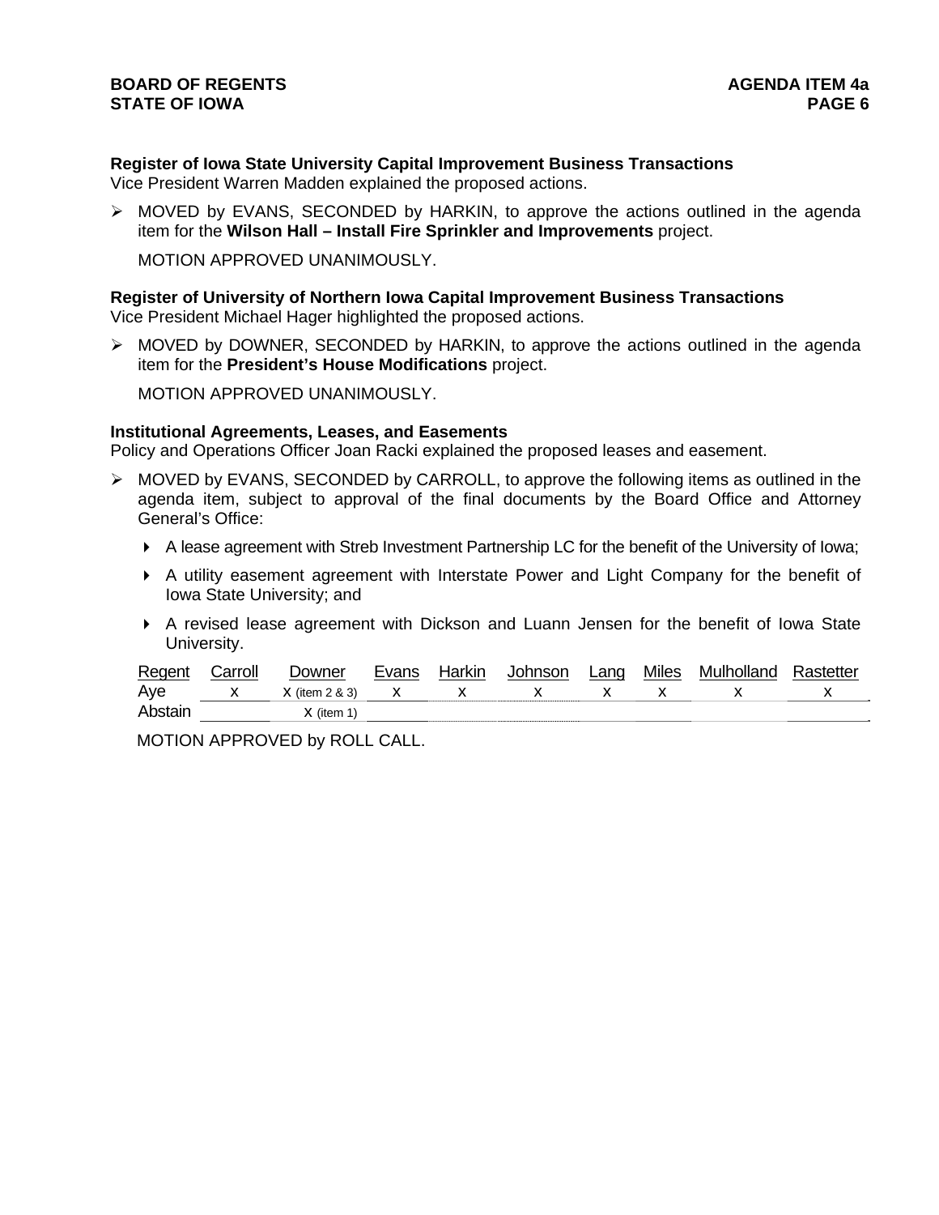**Register of Iowa State University Capital Improvement Business Transactions**
Vice President Warren Madden explained the proposed actions.

- MOVED by EVANS, SECONDED by HARKIN, to approve the actions outlined in the agenda item for the **Wilson Hall – Install Fire Sprinkler and Improvements** project.

  MOTION APPROVED UNANIMOUSLY.

**Register of University of Northern Iowa Capital Improvement Business Transactions**
Vice President Michael Hager highlighted the proposed actions.

- MOVED by DOWNER, SECONDED by HARKIN, to approve the actions outlined in the agenda item for the **President's House Modifications** project.

  MOTION APPROVED UNANIMOUSLY.

**Institutional Agreements, Leases, and Easements**
Policy and Operations Officer Joan Racki explained the proposed leases and easement.

- MOVED by EVANS, SECONDED by CARROLL, to approve the following items as outlined in the agenda item, subject to approval of the final documents by the Board Office and Attorney General's Office:
  - A lease agreement with Streb Investment Partnership LC for the benefit of the University of Iowa;
  - A utility easement agreement with Interstate Power and Light Company for the benefit of Iowa State University; and
  - A revised lease agreement with Dickson and Luann Jensen for the benefit of Iowa State University.

| Regent | Carroll | Downer | Evans | Harkin | Johnson | Lang | Miles | Mulholland | Rastetter |
|---|---|---|---|---|---|---|---|---|---|
| Aye | x | x (item 2 & 3) | x | x | x | x | x | x | x |
| Abstain | | x (item 1) | | | | | | | |

MOTION APPROVED by ROLL CALL.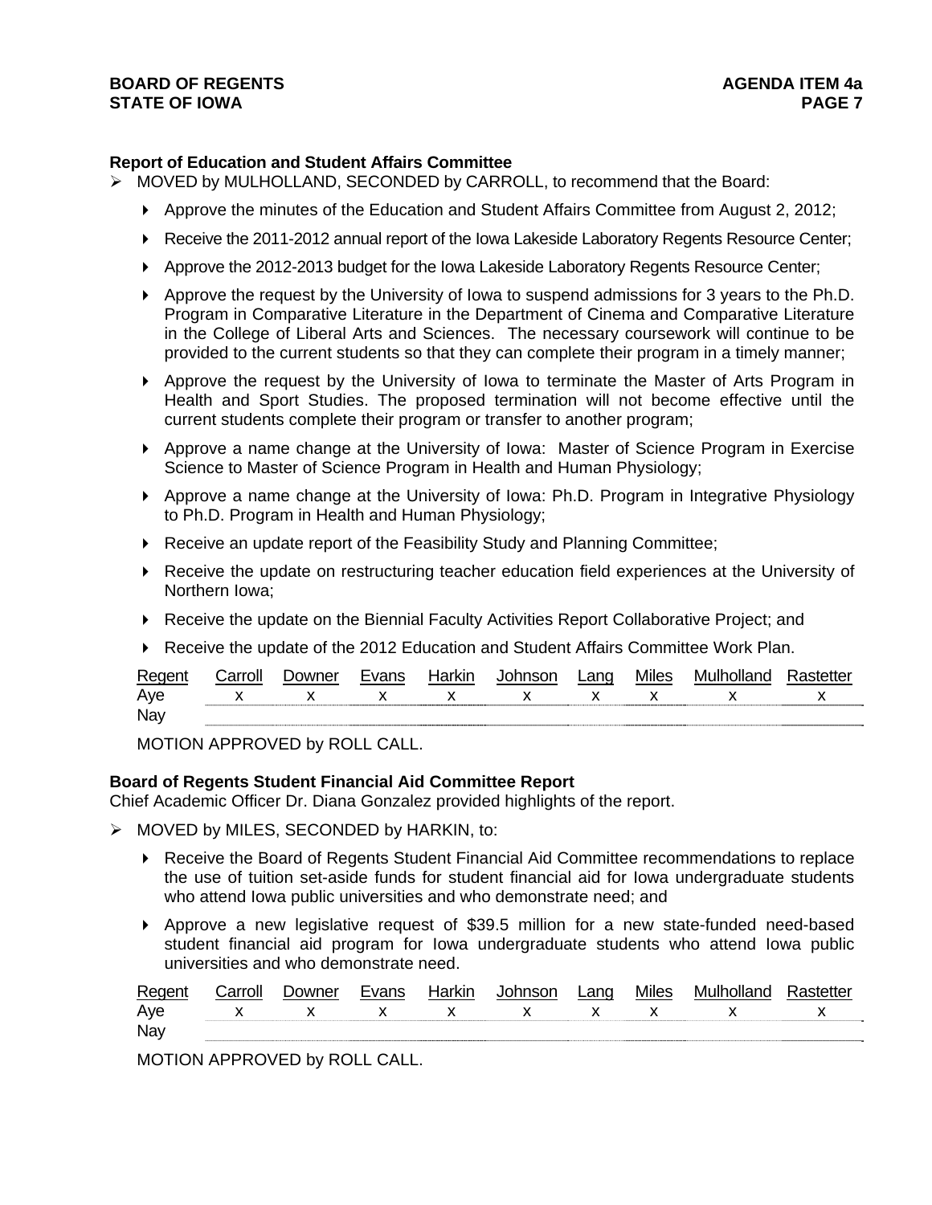**Report of Education and Student Affairs Committee**

- MOVED by MULHOLLAND, SECONDED by CARROLL, to recommend that the Board:
  - Approve the minutes of the Education and Student Affairs Committee from August 2, 2012;
  - Receive the 2011-2012 annual report of the Iowa Lakeside Laboratory Regents Resource Center;
  - Approve the 2012-2013 budget for the Iowa Lakeside Laboratory Regents Resource Center;
  - Approve the request by the University of Iowa to suspend admissions for 3 years to the Ph.D. Program in Comparative Literature in the Department of Cinema and Comparative Literature in the College of Liberal Arts and Sciences. The necessary coursework will continue to be provided to the current students so that they can complete their program in a timely manner;
  - Approve the request by the University of Iowa to terminate the Master of Arts Program in Health and Sport Studies. The proposed termination will not become effective until the current students complete their program or transfer to another program;
  - Approve a name change at the University of Iowa: Master of Science Program in Exercise Science to Master of Science Program in Health and Human Physiology;
  - Approve a name change at the University of Iowa: Ph.D. Program in Integrative Physiology to Ph.D. Program in Health and Human Physiology;
  - Receive an update report of the Feasibility Study and Planning Committee;
  - Receive the update on restructuring teacher education field experiences at the University of Northern Iowa;
  - Receive the update on the Biennial Faculty Activities Report Collaborative Project; and
  - Receive the update of the 2012 Education and Student Affairs Committee Work Plan.

| Regent | Carroll | Downer | Evans | Harkin | Johnson | Lang | Miles | Mulholland | Rastetter |
|---|---|---|---|---|---|---|---|---|---|
| Aye | x | x | x | x | x | x | x | x | x |
| Nay | | | | | | | | | |

MOTION APPROVED by ROLL CALL.

**Board of Regents Student Financial Aid Committee Report**

Chief Academic Officer Dr. Diana Gonzalez provided highlights of the report.

- MOVED by MILES, SECONDED by HARKIN, to:
  - Receive the Board of Regents Student Financial Aid Committee recommendations to replace the use of tuition set-aside funds for student financial aid for Iowa undergraduate students who attend Iowa public universities and who demonstrate need; and
  - Approve a new legislative request of $39.5 million for a new state-funded need-based student financial aid program for Iowa undergraduate students who attend Iowa public universities and who demonstrate need.

| Regent | Carroll | Downer | Evans | Harkin | Johnson | Lang | Miles | Mulholland | Rastetter |
|---|---|---|---|---|---|---|---|---|---|
| Aye | x | x | x | x | x | x | x | x | x |
| Nay | | | | | | | | | |

MOTION APPROVED by ROLL CALL.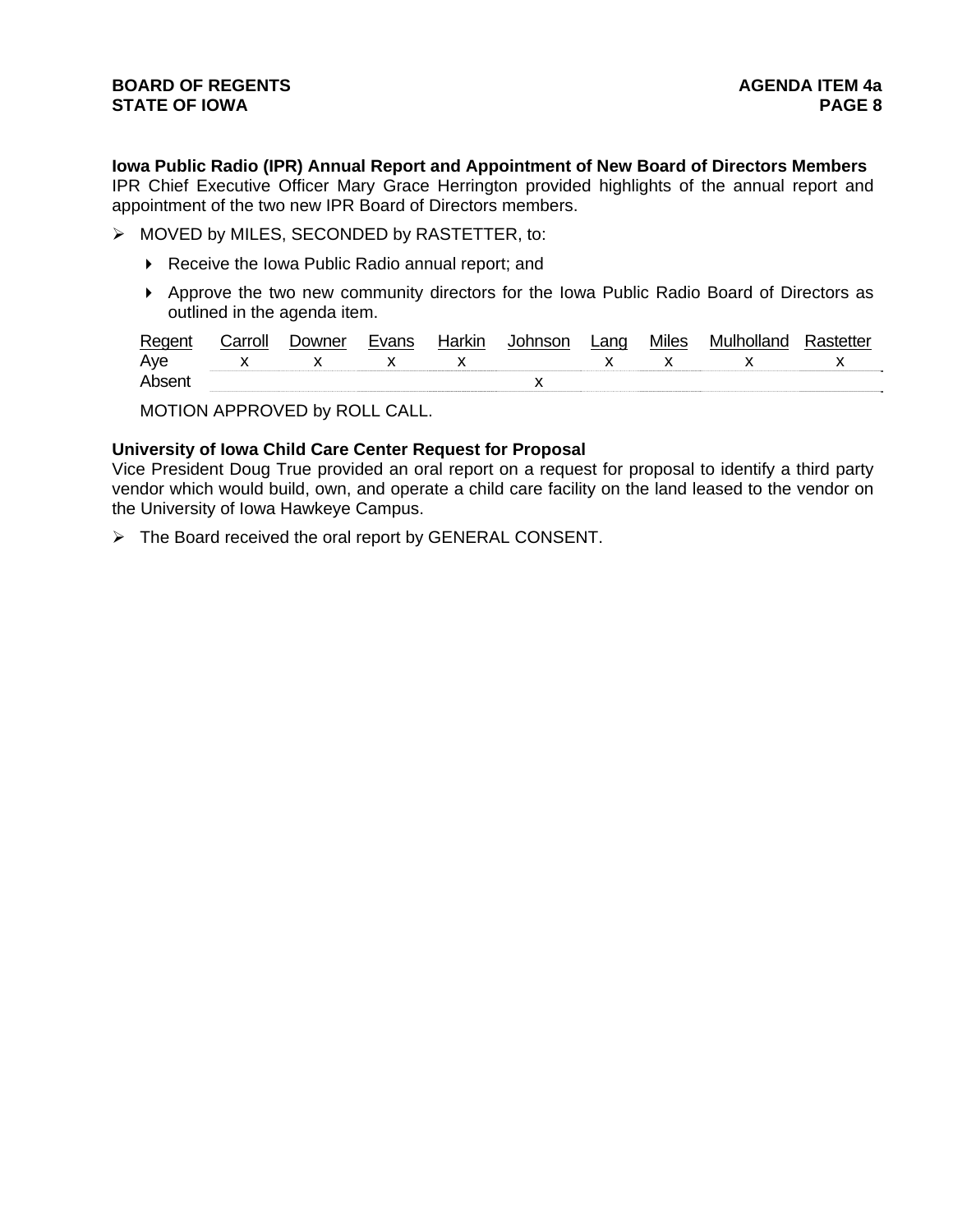**Iowa Public Radio (IPR) Annual Report and Appointment of New Board of Directors Members**
IPR Chief Executive Officer Mary Grace Herrington provided highlights of the annual report and appointment of the two new IPR Board of Directors members.

- MOVED by MILES, SECONDED by RASTETTER, to:
  - Receive the Iowa Public Radio annual report; and
  - Approve the two new community directors for the Iowa Public Radio Board of Directors as outlined in the agenda item.

| Regent | Carroll | Downer | Evans | Harkin | Johnson | Lang | Miles | Mulholland | Rastetter |
|---|---|---|---|---|---|---|---|---|---|
| Aye | x | x | x | x | | x | x | x | x |
| Absent | | | | | x | | | | |

MOTION APPROVED by ROLL CALL.

**University of Iowa Child Care Center Request for Proposal**
Vice President Doug True provided an oral report on a request for proposal to identify a third party vendor which would build, own, and operate a child care facility on the land leased to the vendor on the University of Iowa Hawkeye Campus.

- The Board received the oral report by GENERAL CONSENT.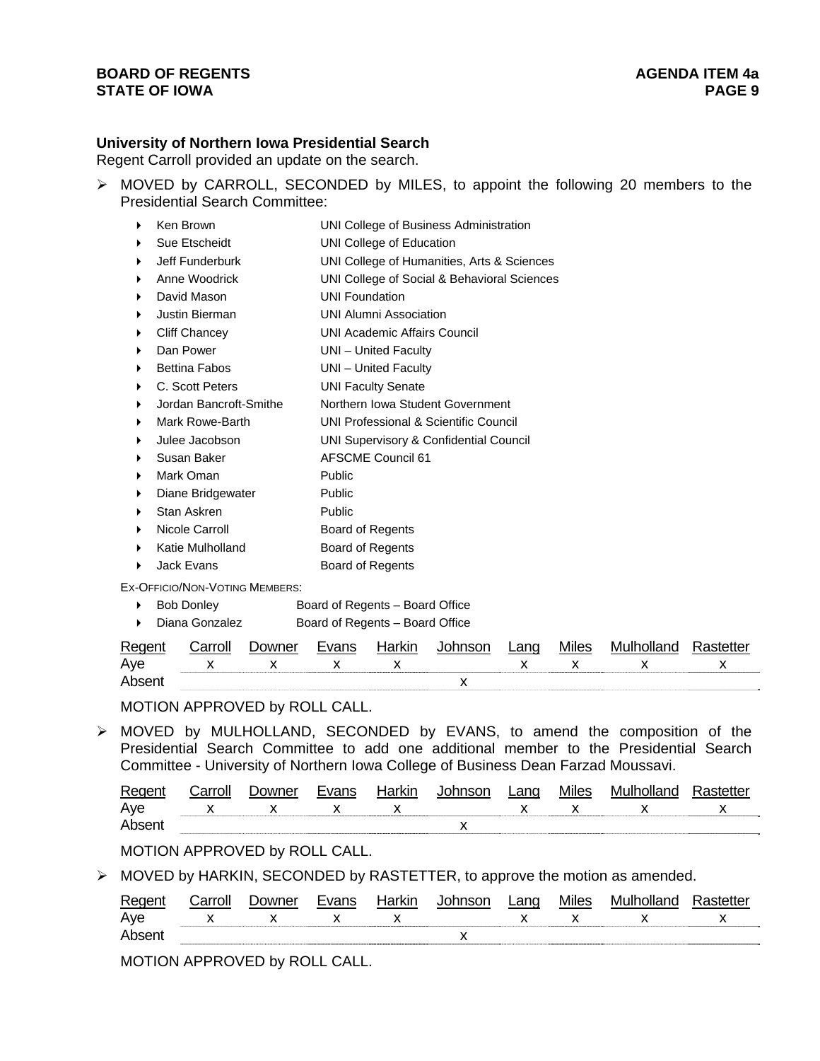**University of Northern Iowa Presidential Search**

Regent Carroll provided an update on the search.

➢ MOVED by CARROLL, SECONDED by MILES, to appoint the following 20 members to the Presidential Search Committee:

- Ken Brown — UNI College of Business Administration
- Sue Etscheidt — UNI College of Education
- Jeff Funderburk — UNI College of Humanities, Arts & Sciences
- Anne Woodrick — UNI College of Social & Behavioral Sciences
- David Mason — UNI Foundation
- Justin Bierman — UNI Alumni Association
- Cliff Chancey — UNI Academic Affairs Council
- Dan Power — UNI – United Faculty
- Bettina Fabos — UNI – United Faculty
- C. Scott Peters — UNI Faculty Senate
- Jordan Bancroft-Smithe — Northern Iowa Student Government
- Mark Rowe-Barth — UNI Professional & Scientific Council
- Julee Jacobson — UNI Supervisory & Confidential Council
- Susan Baker — AFSCME Council 61
- Mark Oman — Public
- Diane Bridgewater — Public
- Stan Askren — Public
- Nicole Carroll — Board of Regents
- Katie Mulholland — Board of Regents
- Jack Evans — Board of Regents

EX-OFFICIO/NON-VOTING MEMBERS:

- Bob Donley — Board of Regents – Board Office
- Diana Gonzalez — Board of Regents – Board Office

| Regent | Carroll | Downer | Evans | Harkin | Johnson | Lang | Miles | Mulholland | Rastetter |
|---|---|---|---|---|---|---|---|---|---|
| Aye | x | x | x | x | | x | x | x | x |
| Absent | | | | | x | | | | |

MOTION APPROVED by ROLL CALL.

➢ MOVED by MULHOLLAND, SECONDED by EVANS, to amend the composition of the Presidential Search Committee to add one additional member to the Presidential Search Committee - University of Northern Iowa College of Business Dean Farzad Moussavi.

| Regent | Carroll | Downer | Evans | Harkin | Johnson | Lang | Miles | Mulholland | Rastetter |
|---|---|---|---|---|---|---|---|---|---|
| Aye | x | x | x | x | | x | x | x | x |
| Absent | | | | | x | | | | |

MOTION APPROVED by ROLL CALL.

➢ MOVED by HARKIN, SECONDED by RASTETTER, to approve the motion as amended.

| Regent | Carroll | Downer | Evans | Harkin | Johnson | Lang | Miles | Mulholland | Rastetter |
|---|---|---|---|---|---|---|---|---|---|
| Aye | x | x | x | x | | x | x | x | x |
| Absent | | | | | x | | | | |

MOTION APPROVED by ROLL CALL.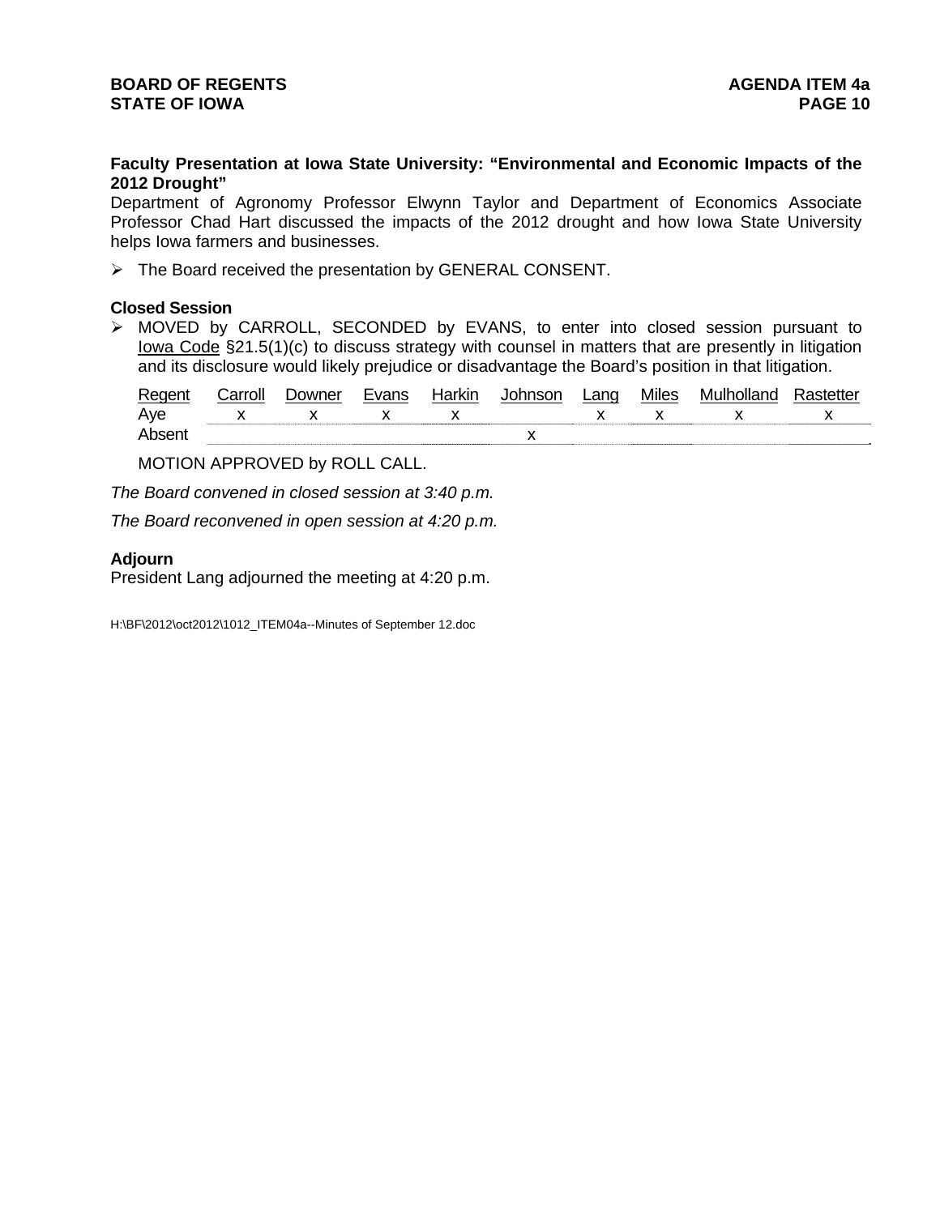**Faculty Presentation at Iowa State University: "Environmental and Economic Impacts of the 2012 Drought"**
Department of Agronomy Professor Elwynn Taylor and Department of Economics Associate Professor Chad Hart discussed the impacts of the 2012 drought and how Iowa State University helps Iowa farmers and businesses.

- The Board received the presentation by GENERAL CONSENT.

**Closed Session**

- MOVED by CARROLL, SECONDED by EVANS, to enter into closed session pursuant to Iowa Code §21.5(1)(c) to discuss strategy with counsel in matters that are presently in litigation and its disclosure would likely prejudice or disadvantage the Board's position in that litigation.

| Regent | Carroll | Downer | Evans | Harkin | Johnson | Lang | Miles | Mulholland | Rastetter |
|---|---|---|---|---|---|---|---|---|---|
| Aye | x | x | x | x | | x | x | x | x |
| Absent | | | | | x | | | | |

MOTION APPROVED by ROLL CALL.

*The Board convened in closed session at 3:40 p.m.*

*The Board reconvened in open session at 4:20 p.m.*

**Adjourn**
President Lang adjourned the meeting at 4:20 p.m.

H:\BF\2012\oct2012\1012_ITEM04a--Minutes of September 12.doc